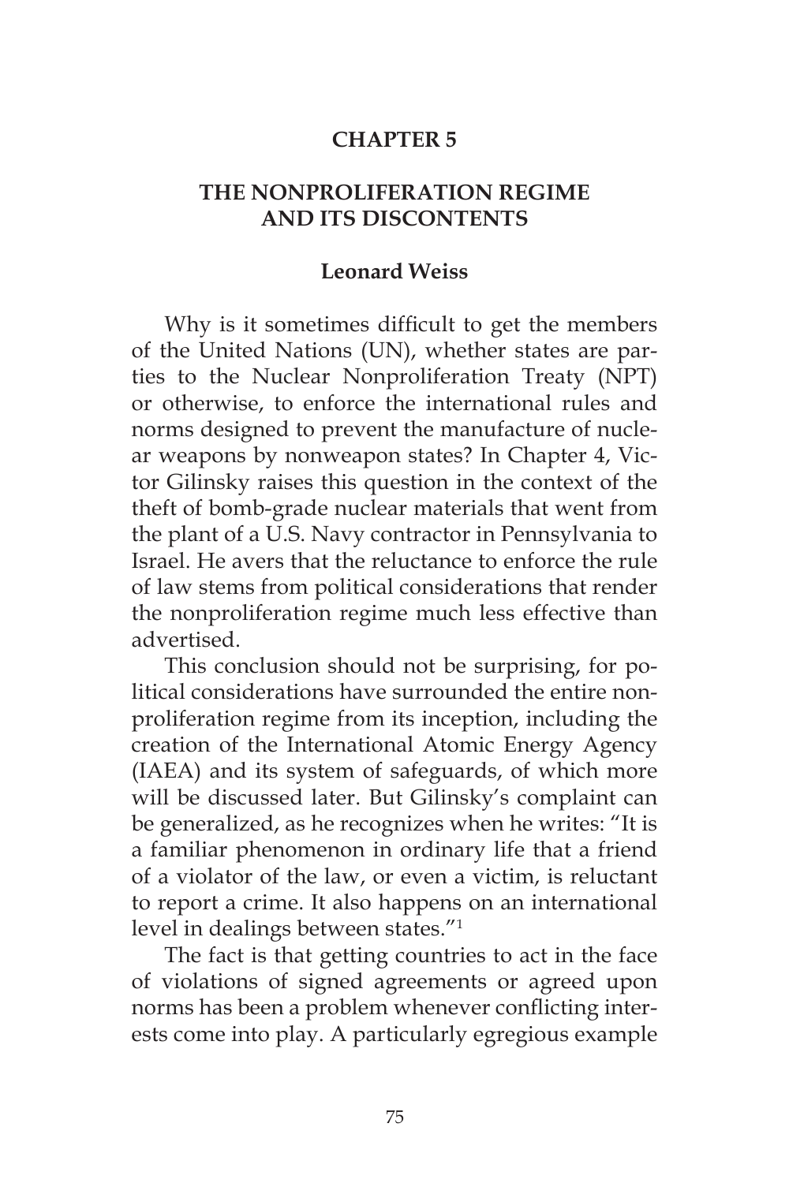# CHAPTER 5

## THE NONPROLIFERATION REGIME AND ITS DISCONTENTS

**Leonard Weiss**

Why is it sometimes difficult to get the members of the United Nations (UN), whether states are parties to the Nuclear Nonproliferation Treaty (NPT) or otherwise, to enforce the international rules and norms designed to prevent the manufacture of nuclear weapons by nonweapon states? In Chapter 4, Victor Gilinsky raises this question in the context of the theft of bomb-grade nuclear materials that went from the plant of a U.S. Navy contractor in Pennsylvania to Israel. He avers that the reluctance to enforce the rule of law stems from political considerations that render the nonproliferation regime much less effective than advertised.

This conclusion should not be surprising, for political considerations have surrounded the entire nonproliferation regime from its inception, including the creation of the International Atomic Energy Agency (IAEA) and its system of safeguards, of which more will be discussed later. But Gilinsky's complaint can be generalized, as he recognizes when he writes: "It is a familiar phenomenon in ordinary life that a friend of a violator of the law, or even a victim, is reluctant to report a crime. It also happens on an international level in dealings between states."[1]

The fact is that getting countries to act in the face of violations of signed agreements or agreed upon norms has been a problem whenever conflicting interests come into play. A particularly egregious example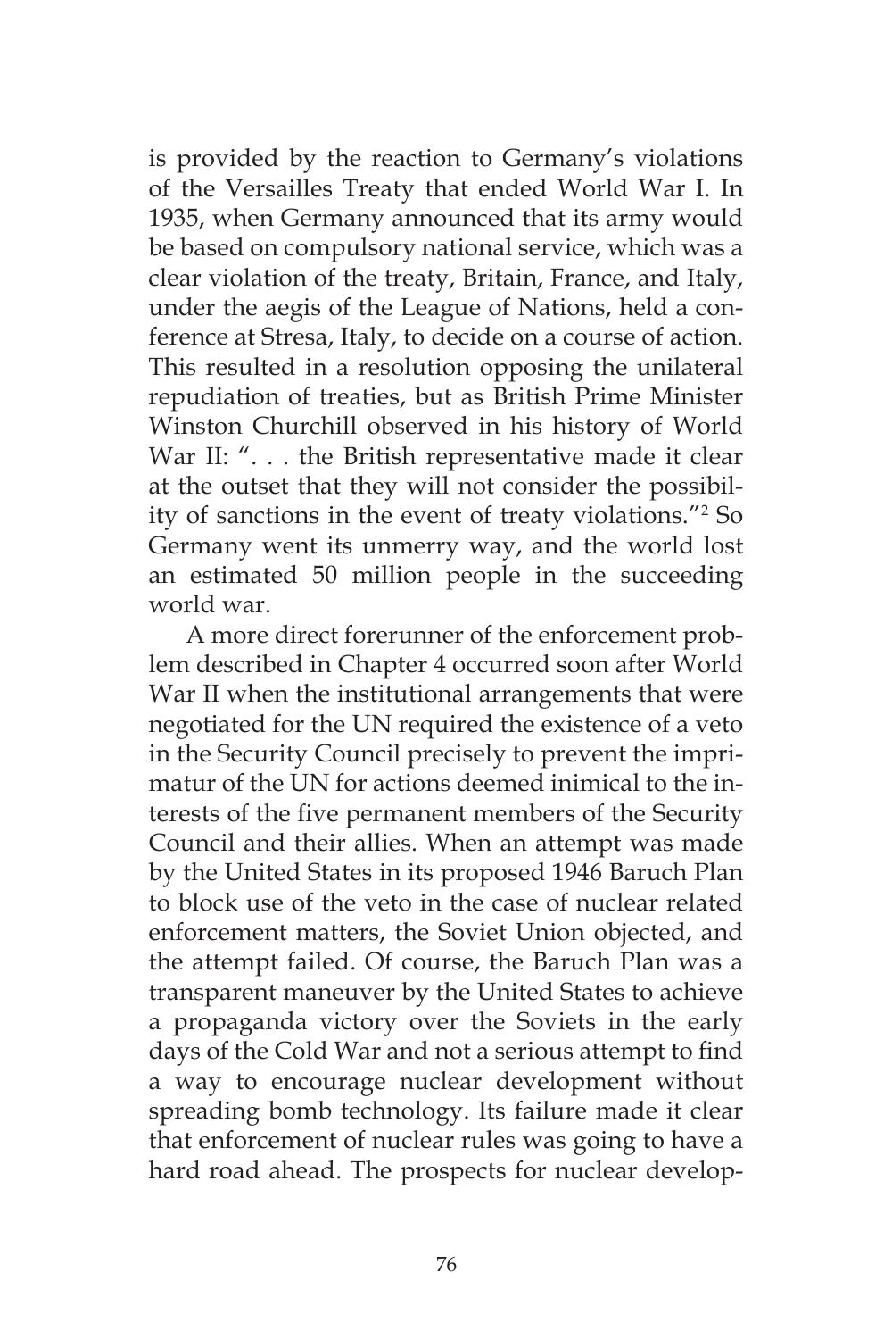is provided by the reaction to Germany's violations of the Versailles Treaty that ended World War I. In 1935, when Germany announced that its army would be based on compulsory national service, which was a clear violation of the treaty, Britain, France, and Italy, under the aegis of the League of Nations, held a conference at Stresa, Italy, to decide on a course of action. This resulted in a resolution opposing the unilateral repudiation of treaties, but as British Prime Minister Winston Churchill observed in his history of World War II: ". . . the British representative made it clear at the outset that they will not consider the possibility of sanctions in the event of treaty violations."[2] So Germany went its unmerry way, and the world lost an estimated 50 million people in the succeeding world war.

A more direct forerunner of the enforcement problem described in Chapter 4 occurred soon after World War II when the institutional arrangements that were negotiated for the UN required the existence of a veto in the Security Council precisely to prevent the imprimatur of the UN for actions deemed inimical to the interests of the five permanent members of the Security Council and their allies. When an attempt was made by the United States in its proposed 1946 Baruch Plan to block use of the veto in the case of nuclear related enforcement matters, the Soviet Union objected, and the attempt failed. Of course, the Baruch Plan was a transparent maneuver by the United States to achieve a propaganda victory over the Soviets in the early days of the Cold War and not a serious attempt to find a way to encourage nuclear development without spreading bomb technology. Its failure made it clear that enforcement of nuclear rules was going to have a hard road ahead. The prospects for nuclear develop-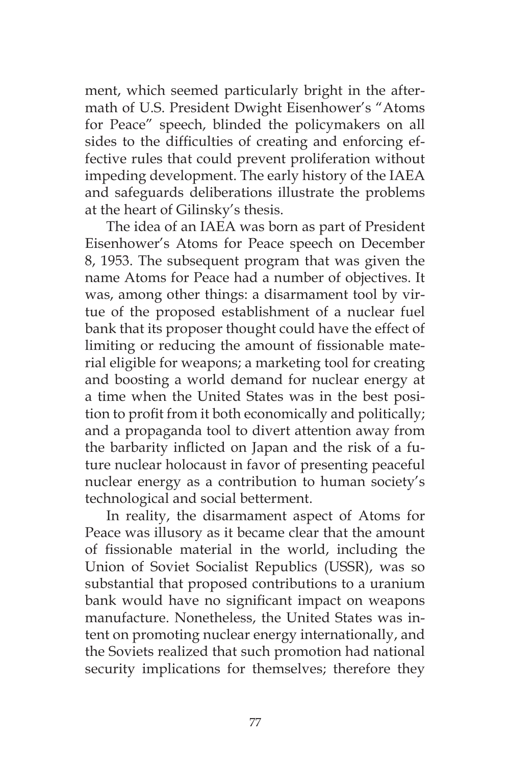ment, which seemed particularly bright in the aftermath of U.S. President Dwight Eisenhower's "Atoms for Peace" speech, blinded the policymakers on all sides to the difficulties of creating and enforcing effective rules that could prevent proliferation without impeding development. The early history of the IAEA and safeguards deliberations illustrate the problems at the heart of Gilinsky's thesis.

The idea of an IAEA was born as part of President Eisenhower's Atoms for Peace speech on December 8, 1953. The subsequent program that was given the name Atoms for Peace had a number of objectives. It was, among other things: a disarmament tool by virtue of the proposed establishment of a nuclear fuel bank that its proposer thought could have the effect of limiting or reducing the amount of fissionable material eligible for weapons; a marketing tool for creating and boosting a world demand for nuclear energy at a time when the United States was in the best position to profit from it both economically and politically; and a propaganda tool to divert attention away from the barbarity inflicted on Japan and the risk of a future nuclear holocaust in favor of presenting peaceful nuclear energy as a contribution to human society's technological and social betterment.

In reality, the disarmament aspect of Atoms for Peace was illusory as it became clear that the amount of fissionable material in the world, including the Union of Soviet Socialist Republics (USSR), was so substantial that proposed contributions to a uranium bank would have no significant impact on weapons manufacture. Nonetheless, the United States was intent on promoting nuclear energy internationally, and the Soviets realized that such promotion had national security implications for themselves; therefore they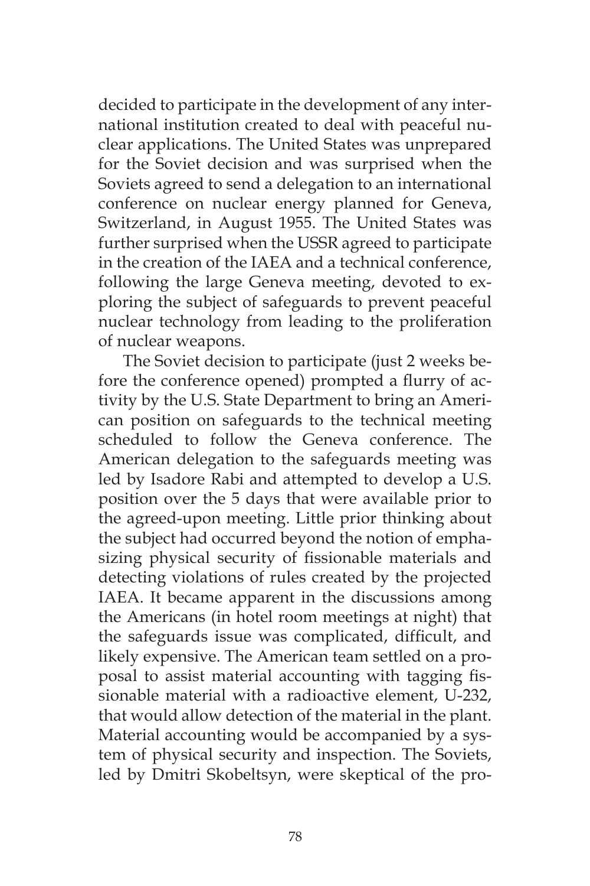decided to participate in the development of any international institution created to deal with peaceful nuclear applications. The United States was unprepared for the Soviet decision and was surprised when the Soviets agreed to send a delegation to an international conference on nuclear energy planned for Geneva, Switzerland, in August 1955. The United States was further surprised when the USSR agreed to participate in the creation of the IAEA and a technical conference, following the large Geneva meeting, devoted to exploring the subject of safeguards to prevent peaceful nuclear technology from leading to the proliferation of nuclear weapons.

The Soviet decision to participate (just 2 weeks before the conference opened) prompted a flurry of activity by the U.S. State Department to bring an American position on safeguards to the technical meeting scheduled to follow the Geneva conference. The American delegation to the safeguards meeting was led by Isadore Rabi and attempted to develop a U.S. position over the 5 days that were available prior to the agreed-upon meeting. Little prior thinking about the subject had occurred beyond the notion of emphasizing physical security of fissionable materials and detecting violations of rules created by the projected IAEA. It became apparent in the discussions among the Americans (in hotel room meetings at night) that the safeguards issue was complicated, difficult, and likely expensive. The American team settled on a proposal to assist material accounting with tagging fissionable material with a radioactive element, U-232, that would allow detection of the material in the plant. Material accounting would be accompanied by a system of physical security and inspection. The Soviets, led by Dmitri Skobeltsyn, were skeptical of the pro-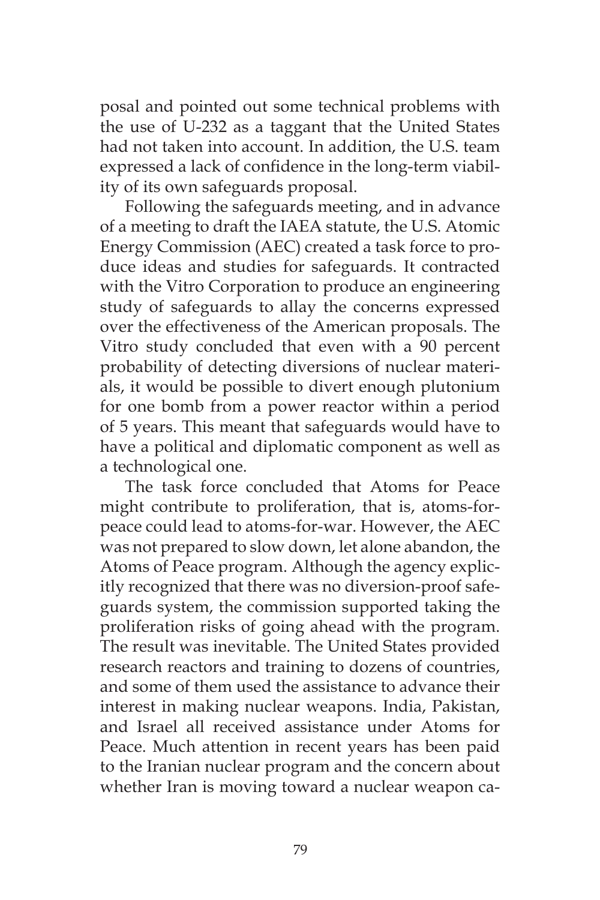posal and pointed out some technical problems with the use of U-232 as a taggant that the United States had not taken into account. In addition, the U.S. team expressed a lack of confidence in the long-term viability of its own safeguards proposal.

Following the safeguards meeting, and in advance of a meeting to draft the IAEA statute, the U.S. Atomic Energy Commission (AEC) created a task force to produce ideas and studies for safeguards. It contracted with the Vitro Corporation to produce an engineering study of safeguards to allay the concerns expressed over the effectiveness of the American proposals. The Vitro study concluded that even with a 90 percent probability of detecting diversions of nuclear materials, it would be possible to divert enough plutonium for one bomb from a power reactor within a period of 5 years. This meant that safeguards would have to have a political and diplomatic component as well as a technological one.

The task force concluded that Atoms for Peace might contribute to proliferation, that is, atoms-for-peace could lead to atoms-for-war. However, the AEC was not prepared to slow down, let alone abandon, the Atoms of Peace program. Although the agency explicitly recognized that there was no diversion-proof safeguards system, the commission supported taking the proliferation risks of going ahead with the program. The result was inevitable. The United States provided research reactors and training to dozens of countries, and some of them used the assistance to advance their interest in making nuclear weapons. India, Pakistan, and Israel all received assistance under Atoms for Peace. Much attention in recent years has been paid to the Iranian nuclear program and the concern about whether Iran is moving toward a nuclear weapon ca-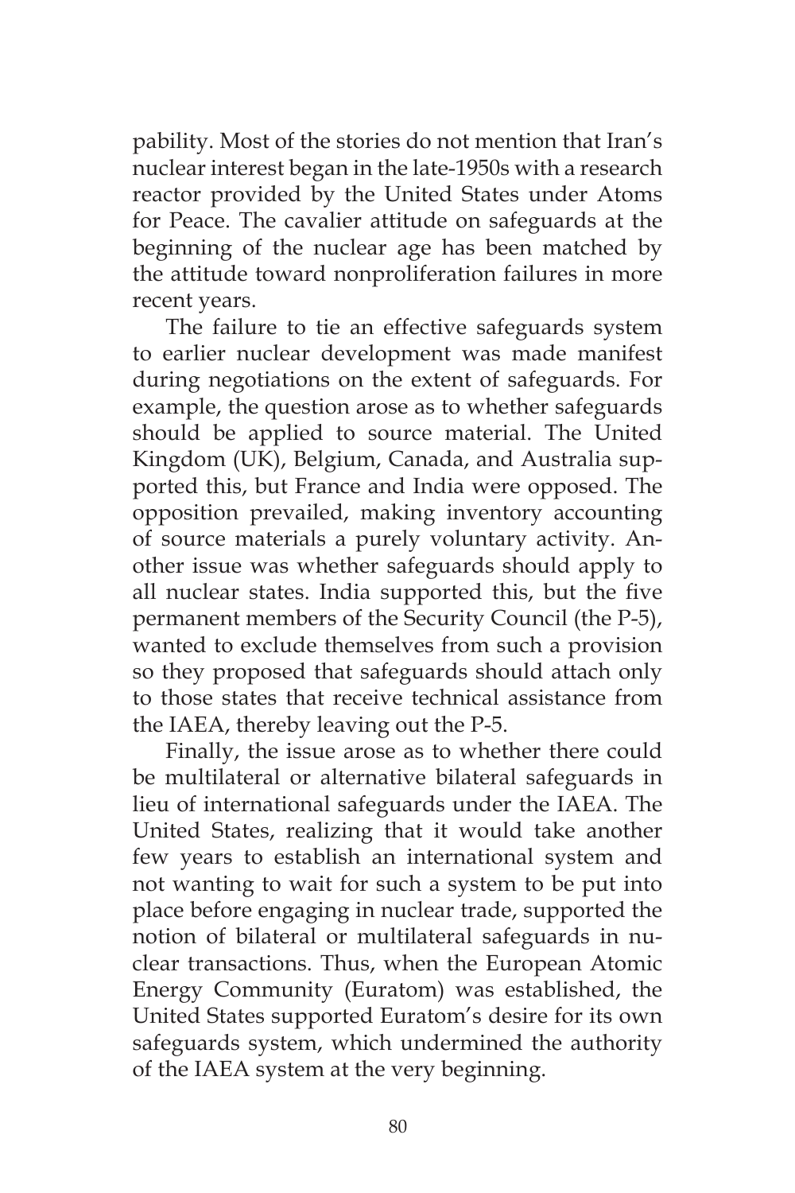pability. Most of the stories do not mention that Iran's nuclear interest began in the late-1950s with a research reactor provided by the United States under Atoms for Peace. The cavalier attitude on safeguards at the beginning of the nuclear age has been matched by the attitude toward nonproliferation failures in more recent years.

The failure to tie an effective safeguards system to earlier nuclear development was made manifest during negotiations on the extent of safeguards. For example, the question arose as to whether safeguards should be applied to source material. The United Kingdom (UK), Belgium, Canada, and Australia supported this, but France and India were opposed. The opposition prevailed, making inventory accounting of source materials a purely voluntary activity. Another issue was whether safeguards should apply to all nuclear states. India supported this, but the five permanent members of the Security Council (the P-5), wanted to exclude themselves from such a provision so they proposed that safeguards should attach only to those states that receive technical assistance from the IAEA, thereby leaving out the P-5.

Finally, the issue arose as to whether there could be multilateral or alternative bilateral safeguards in lieu of international safeguards under the IAEA. The United States, realizing that it would take another few years to establish an international system and not wanting to wait for such a system to be put into place before engaging in nuclear trade, supported the notion of bilateral or multilateral safeguards in nuclear transactions. Thus, when the European Atomic Energy Community (Euratom) was established, the United States supported Euratom's desire for its own safeguards system, which undermined the authority of the IAEA system at the very beginning.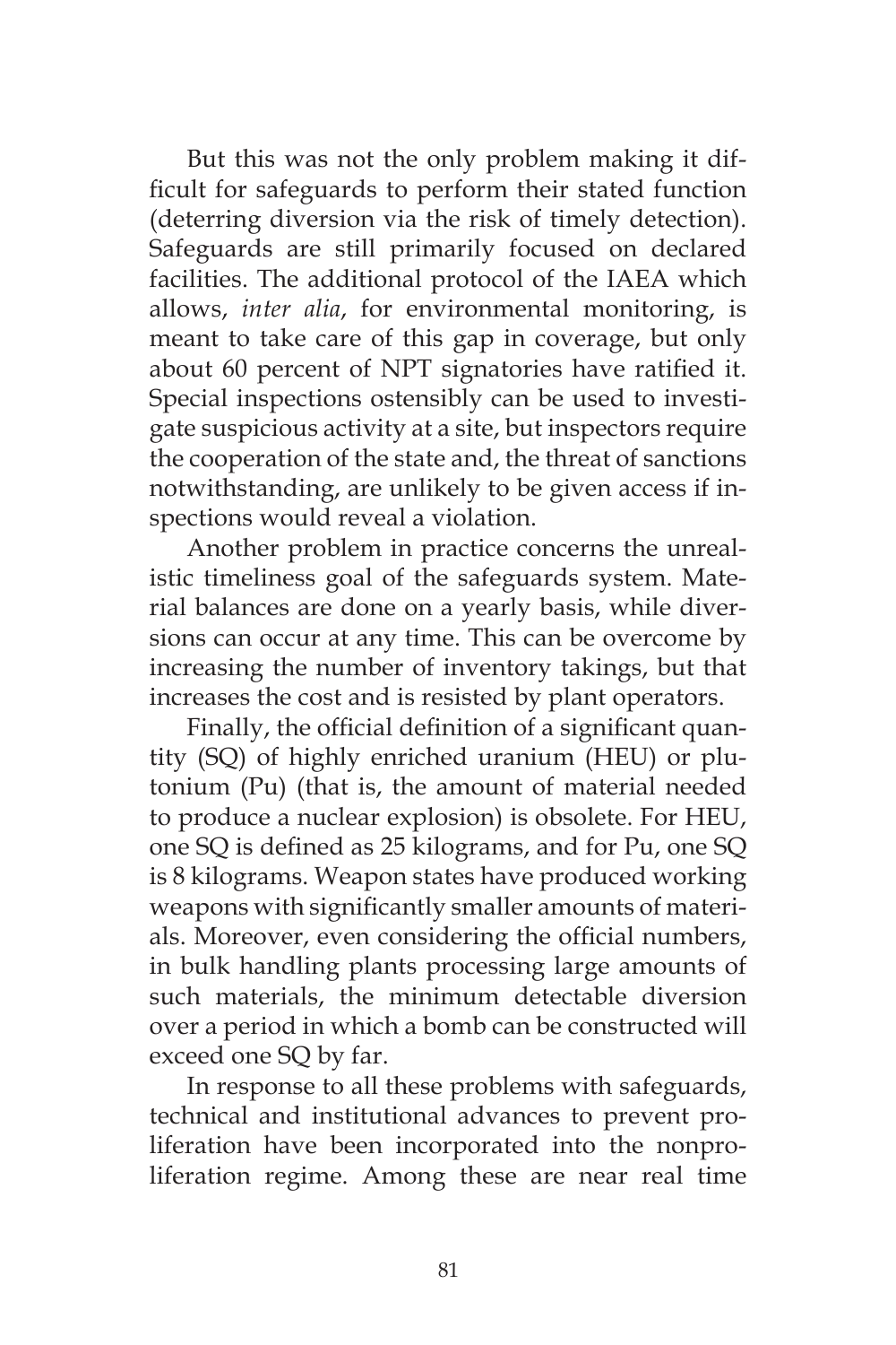But this was not the only problem making it difficult for safeguards to perform their stated function (deterring diversion via the risk of timely detection). Safeguards are still primarily focused on declared facilities. The additional protocol of the IAEA which allows, *inter alia*, for environmental monitoring, is meant to take care of this gap in coverage, but only about 60 percent of NPT signatories have ratified it. Special inspections ostensibly can be used to investigate suspicious activity at a site, but inspectors require the cooperation of the state and, the threat of sanctions notwithstanding, are unlikely to be given access if inspections would reveal a violation.

Another problem in practice concerns the unrealistic timeliness goal of the safeguards system. Material balances are done on a yearly basis, while diversions can occur at any time. This can be overcome by increasing the number of inventory takings, but that increases the cost and is resisted by plant operators.

Finally, the official definition of a significant quantity (SQ) of highly enriched uranium (HEU) or plutonium (Pu) (that is, the amount of material needed to produce a nuclear explosion) is obsolete. For HEU, one SQ is defined as 25 kilograms, and for Pu, one SQ is 8 kilograms. Weapon states have produced working weapons with significantly smaller amounts of materials. Moreover, even considering the official numbers, in bulk handling plants processing large amounts of such materials, the minimum detectable diversion over a period in which a bomb can be constructed will exceed one SQ by far.

In response to all these problems with safeguards, technical and institutional advances to prevent proliferation have been incorporated into the nonproliferation regime. Among these are near real time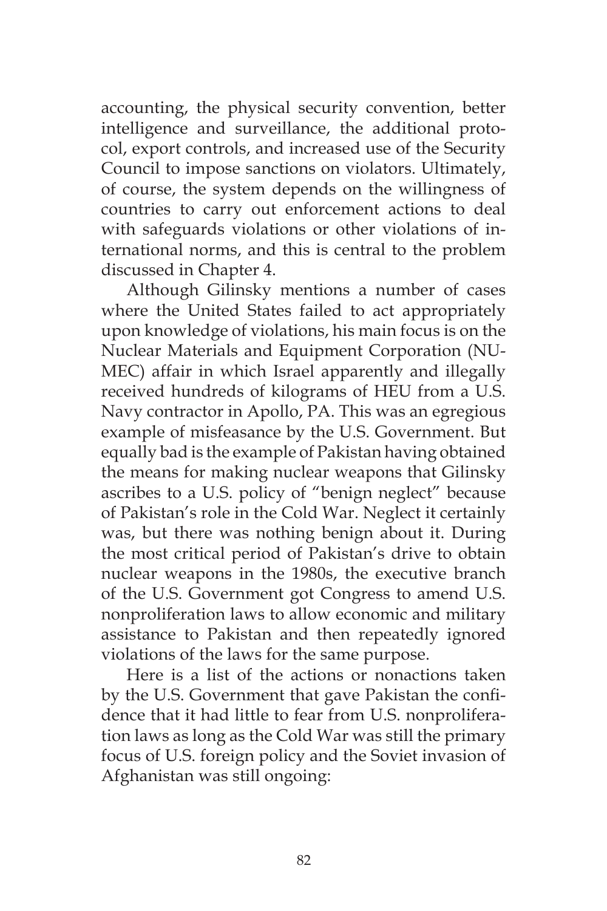accounting, the physical security convention, better intelligence and surveillance, the additional protocol, export controls, and increased use of the Security Council to impose sanctions on violators. Ultimately, of course, the system depends on the willingness of countries to carry out enforcement actions to deal with safeguards violations or other violations of international norms, and this is central to the problem discussed in Chapter 4.

Although Gilinsky mentions a number of cases where the United States failed to act appropriately upon knowledge of violations, his main focus is on the Nuclear Materials and Equipment Corporation (NUMEC) affair in which Israel apparently and illegally received hundreds of kilograms of HEU from a U.S. Navy contractor in Apollo, PA. This was an egregious example of misfeasance by the U.S. Government. But equally bad is the example of Pakistan having obtained the means for making nuclear weapons that Gilinsky ascribes to a U.S. policy of "benign neglect" because of Pakistan's role in the Cold War. Neglect it certainly was, but there was nothing benign about it. During the most critical period of Pakistan's drive to obtain nuclear weapons in the 1980s, the executive branch of the U.S. Government got Congress to amend U.S. nonproliferation laws to allow economic and military assistance to Pakistan and then repeatedly ignored violations of the laws for the same purpose.

Here is a list of the actions or nonactions taken by the U.S. Government that gave Pakistan the confidence that it had little to fear from U.S. nonproliferation laws as long as the Cold War was still the primary focus of U.S. foreign policy and the Soviet invasion of Afghanistan was still ongoing: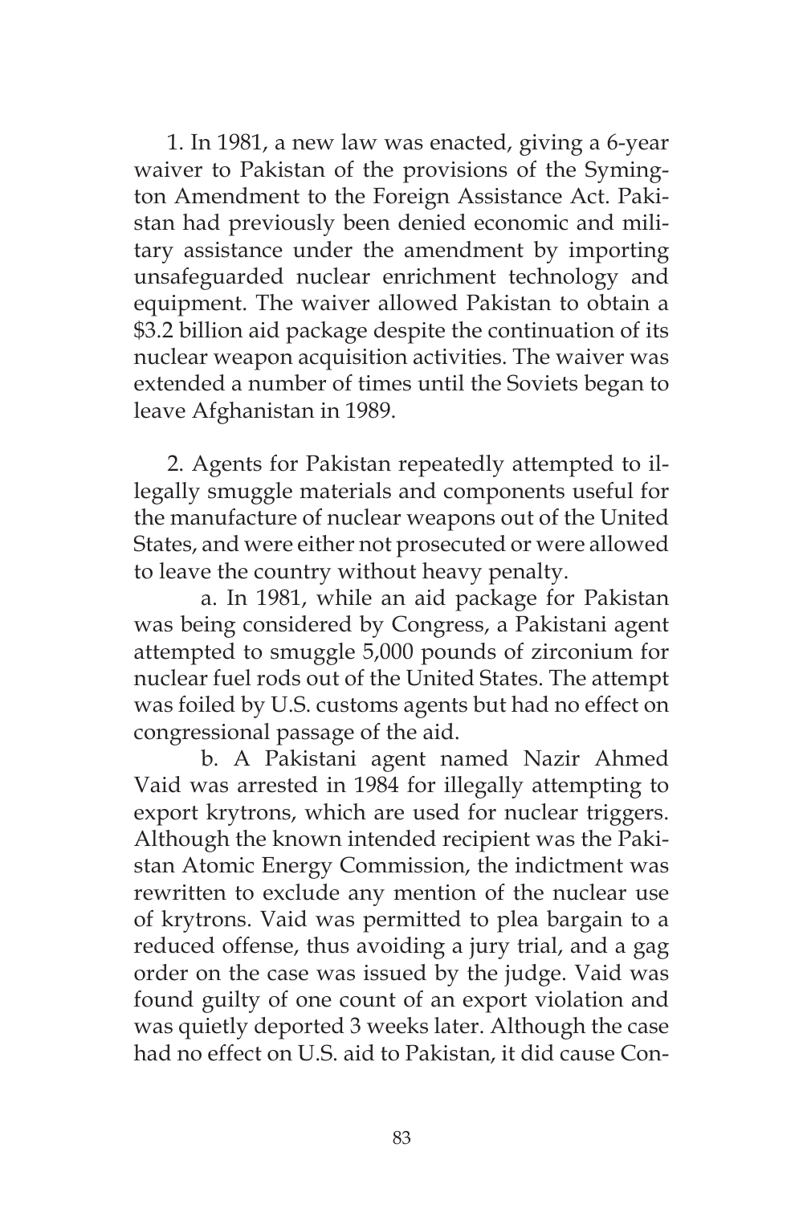1. In 1981, a new law was enacted, giving a 6-year waiver to Pakistan of the provisions of the Symington Amendment to the Foreign Assistance Act. Pakistan had previously been denied economic and military assistance under the amendment by importing unsafeguarded nuclear enrichment technology and equipment. The waiver allowed Pakistan to obtain a $3.2 billion aid package despite the continuation of its nuclear weapon acquisition activities. The waiver was extended a number of times until the Soviets began to leave Afghanistan in 1989.

2. Agents for Pakistan repeatedly attempted to illegally smuggle materials and components useful for the manufacture of nuclear weapons out of the United States, and were either not prosecuted or were allowed to leave the country without heavy penalty.

  a. In 1981, while an aid package for Pakistan was being considered by Congress, a Pakistani agent attempted to smuggle 5,000 pounds of zirconium for nuclear fuel rods out of the United States. The attempt was foiled by U.S. customs agents but had no effect on congressional passage of the aid.

  b. A Pakistani agent named Nazir Ahmed Vaid was arrested in 1984 for illegally attempting to export krytrons, which are used for nuclear triggers. Although the known intended recipient was the Pakistan Atomic Energy Commission, the indictment was rewritten to exclude any mention of the nuclear use of krytrons. Vaid was permitted to plea bargain to a reduced offense, thus avoiding a jury trial, and a gag order on the case was issued by the judge. Vaid was found guilty of one count of an export violation and was quietly deported 3 weeks later. Although the case had no effect on U.S. aid to Pakistan, it did cause Con-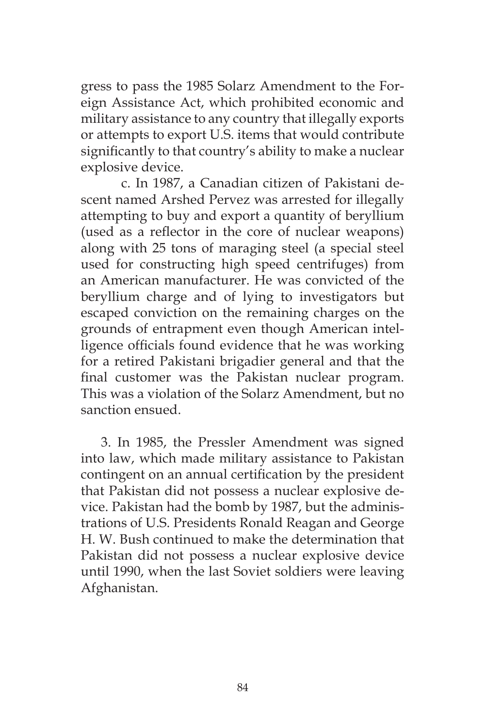gress to pass the 1985 Solarz Amendment to the Foreign Assistance Act, which prohibited economic and military assistance to any country that illegally exports or attempts to export U.S. items that would contribute significantly to that country's ability to make a nuclear explosive device.

c. In 1987, a Canadian citizen of Pakistani descent named Arshed Pervez was arrested for illegally attempting to buy and export a quantity of beryllium (used as a reflector in the core of nuclear weapons) along with 25 tons of maraging steel (a special steel used for constructing high speed centrifuges) from an American manufacturer. He was convicted of the beryllium charge and of lying to investigators but escaped conviction on the remaining charges on the grounds of entrapment even though American intelligence officials found evidence that he was working for a retired Pakistani brigadier general and that the final customer was the Pakistan nuclear program. This was a violation of the Solarz Amendment, but no sanction ensued.

3. In 1985, the Pressler Amendment was signed into law, which made military assistance to Pakistan contingent on an annual certification by the president that Pakistan did not possess a nuclear explosive device. Pakistan had the bomb by 1987, but the administrations of U.S. Presidents Ronald Reagan and George H. W. Bush continued to make the determination that Pakistan did not possess a nuclear explosive device until 1990, when the last Soviet soldiers were leaving Afghanistan.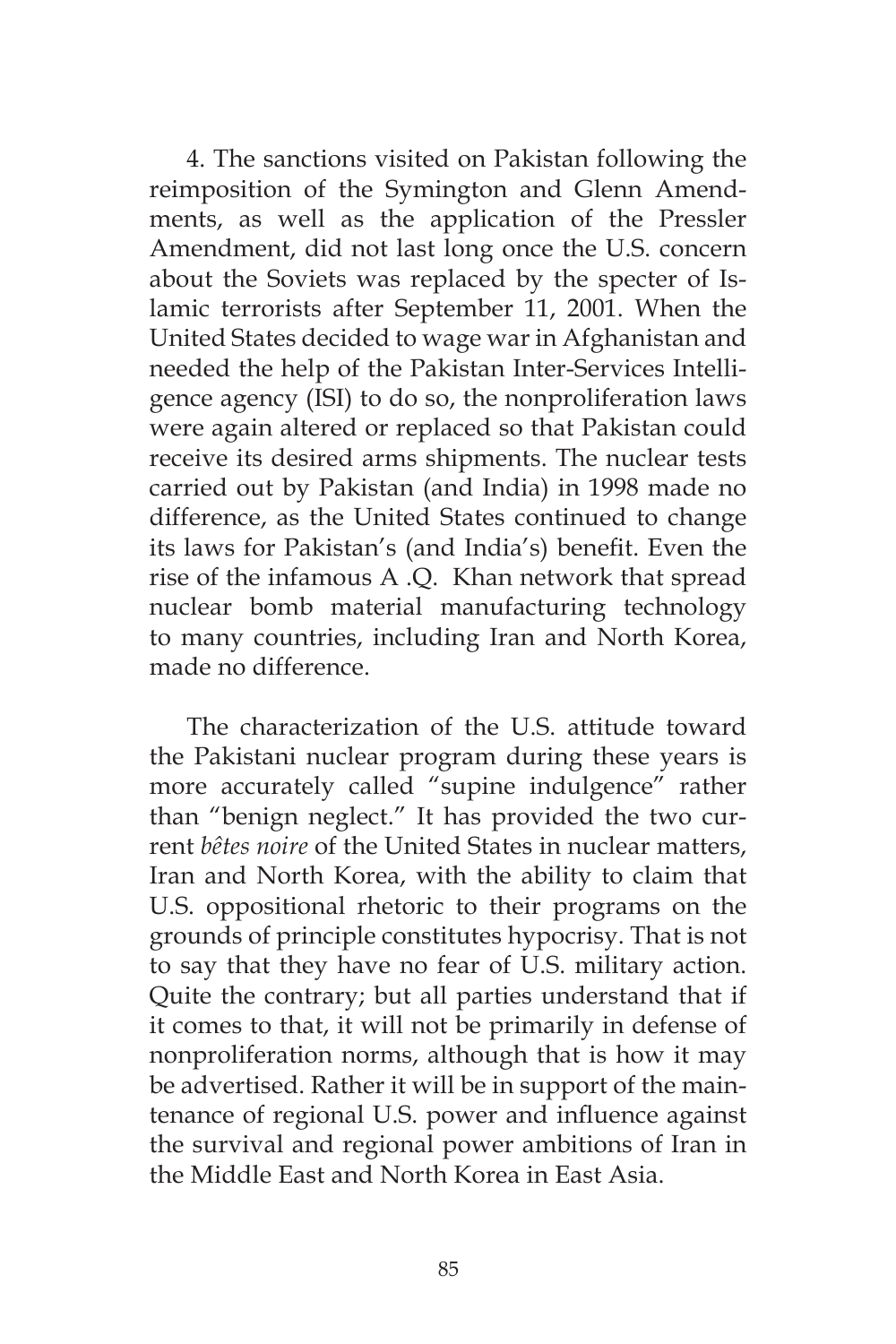4. The sanctions visited on Pakistan following the reimposition of the Symington and Glenn Amendments, as well as the application of the Pressler Amendment, did not last long once the U.S. concern about the Soviets was replaced by the specter of Islamic terrorists after September 11, 2001. When the United States decided to wage war in Afghanistan and needed the help of the Pakistan Inter-Services Intelligence agency (ISI) to do so, the nonproliferation laws were again altered or replaced so that Pakistan could receive its desired arms shipments. The nuclear tests carried out by Pakistan (and India) in 1998 made no difference, as the United States continued to change its laws for Pakistan's (and India's) benefit. Even the rise of the infamous A .Q. Khan network that spread nuclear bomb material manufacturing technology to many countries, including Iran and North Korea, made no difference.

The characterization of the U.S. attitude toward the Pakistani nuclear program during these years is more accurately called "supine indulgence" rather than "benign neglect." It has provided the two current *bêtes noire* of the United States in nuclear matters, Iran and North Korea, with the ability to claim that U.S. oppositional rhetoric to their programs on the grounds of principle constitutes hypocrisy. That is not to say that they have no fear of U.S. military action. Quite the contrary; but all parties understand that if it comes to that, it will not be primarily in defense of nonproliferation norms, although that is how it may be advertised. Rather it will be in support of the maintenance of regional U.S. power and influence against the survival and regional power ambitions of Iran in the Middle East and North Korea in East Asia.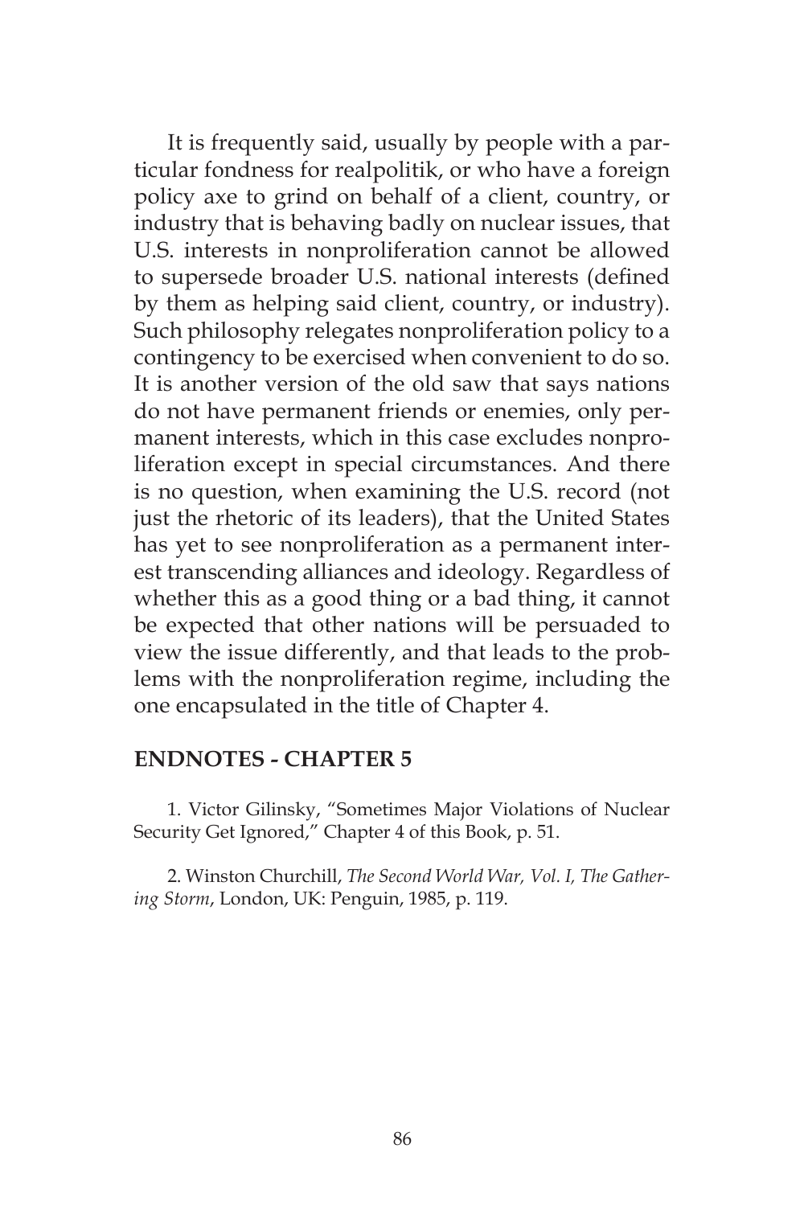It is frequently said, usually by people with a particular fondness for realpolitik, or who have a foreign policy axe to grind on behalf of a client, country, or industry that is behaving badly on nuclear issues, that U.S. interests in nonproliferation cannot be allowed to supersede broader U.S. national interests (defined by them as helping said client, country, or industry). Such philosophy relegates nonproliferation policy to a contingency to be exercised when convenient to do so. It is another version of the old saw that says nations do not have permanent friends or enemies, only permanent interests, which in this case excludes nonproliferation except in special circumstances. And there is no question, when examining the U.S. record (not just the rhetoric of its leaders), that the United States has yet to see nonproliferation as a permanent interest transcending alliances and ideology. Regardless of whether this as a good thing or a bad thing, it cannot be expected that other nations will be persuaded to view the issue differently, and that leads to the problems with the nonproliferation regime, including the one encapsulated in the title of Chapter 4.

## ENDNOTES - CHAPTER 5

1. Victor Gilinsky, "Sometimes Major Violations of Nuclear Security Get Ignored," Chapter 4 of this Book, p. 51.

2. Winston Churchill, *The Second World War, Vol. I, The Gathering Storm*, London, UK: Penguin, 1985, p. 119.